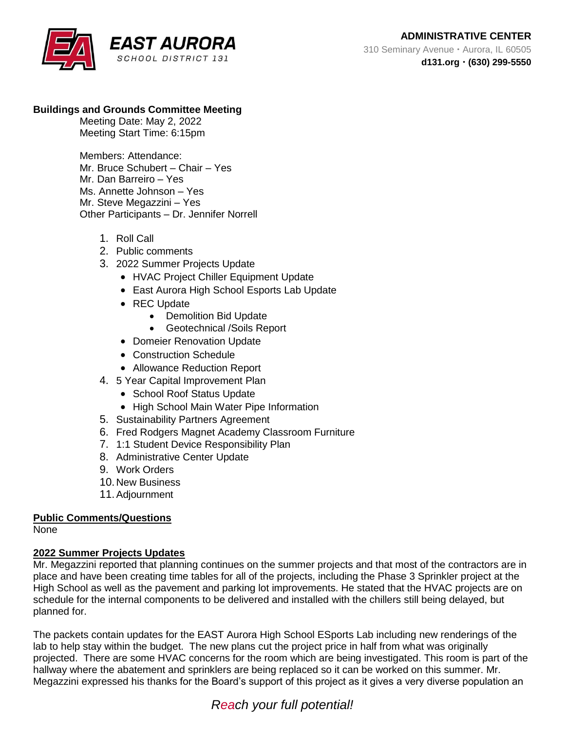**EAST AURORA** SCHOOL DISTRICT 131

**ADMINISTRATIVE CENTER**
310 Seminary Avenue • Aurora, IL 60505
**d131.org • (630) 299-5550**

**Buildings and Grounds Committee Meeting**

Meeting Date: May 2, 2022
Meeting Start Time: 6:15pm

Members: Attendance:
Mr. Bruce Schubert – Chair – Yes
Mr. Dan Barreiro – Yes
Ms. Annette Johnson – Yes
Mr. Steve Megazzini – Yes
Other Participants – Dr. Jennifer Norrell

1. Roll Call
2. Public comments
3. 2022 Summer Projects Update
   - HVAC Project Chiller Equipment Update
   - East Aurora High School Esports Lab Update
   - REC Update
     - Demolition Bid Update
     - Geotechnical /Soils Report
   - Domeier Renovation Update
   - Construction Schedule
   - Allowance Reduction Report
4. 5 Year Capital Improvement Plan
   - School Roof Status Update
   - High School Main Water Pipe Information
5. Sustainability Partners Agreement
6. Fred Rodgers Magnet Academy Classroom Furniture
7. 1:1 Student Device Responsibility Plan
8. Administrative Center Update
9. Work Orders
10. New Business
11. Adjournment

**Public Comments/Questions**

None

**2022 Summer Projects Updates**

Mr. Megazzini reported that planning continues on the summer projects and that most of the contractors are in place and have been creating time tables for all of the projects, including the Phase 3 Sprinkler project at the High School as well as the pavement and parking lot improvements. He stated that the HVAC projects are on schedule for the internal components to be delivered and installed with the chillers still being delayed, but planned for.

The packets contain updates for the EAST Aurora High School ESports Lab including new renderings of the lab to help stay within the budget. The new plans cut the project price in half from what was originally projected. There are some HVAC concerns for the room which are being investigated. This room is part of the hallway where the abatement and sprinklers are being replaced so it can be worked on this summer. Mr. Megazzini expressed his thanks for the Board's support of this project as it gives a very diverse population an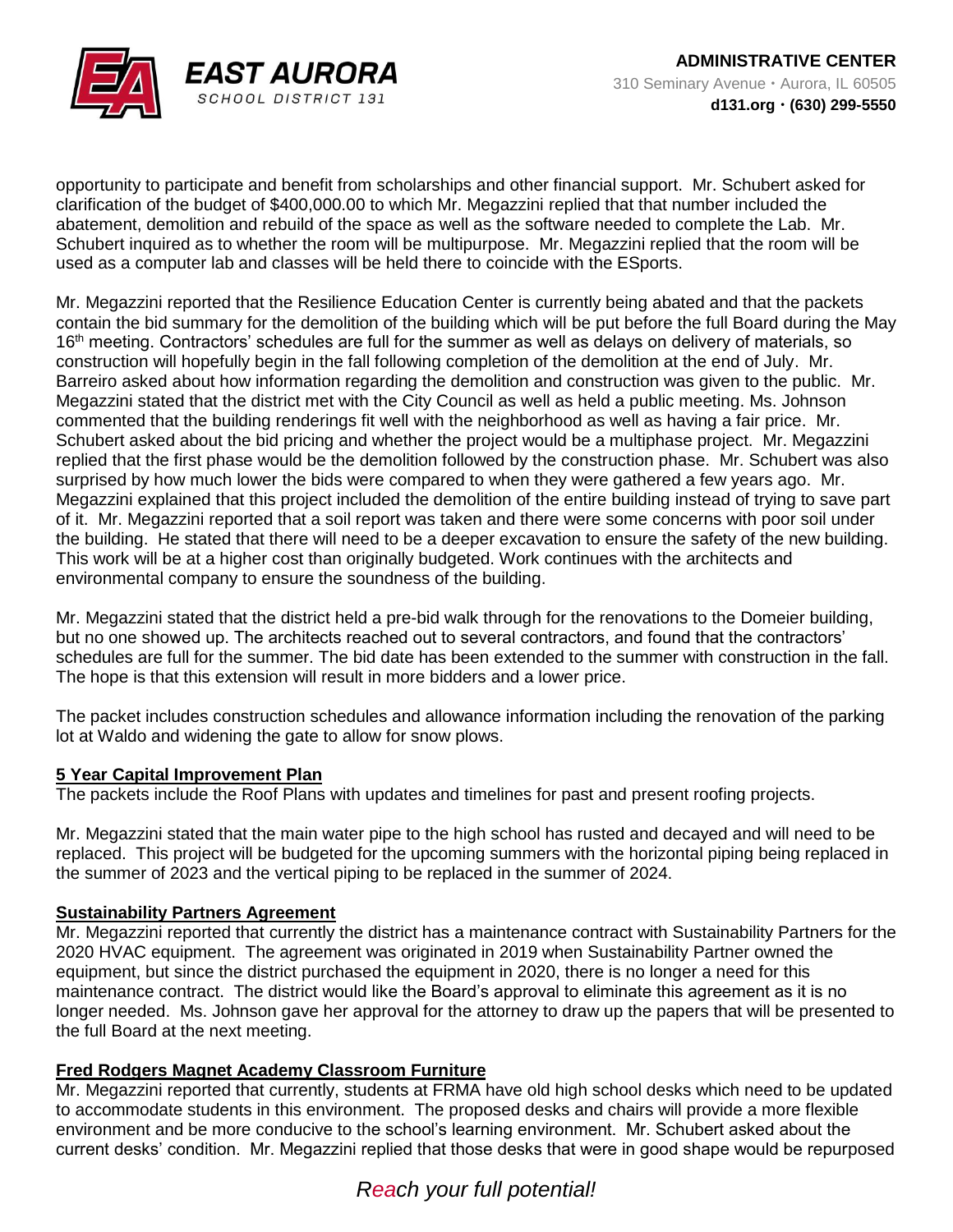opportunity to participate and benefit from scholarships and other financial support. Mr. Schubert asked for clarification of the budget of $400,000.00 to which Mr. Megazzini replied that that number included the abatement, demolition and rebuild of the space as well as the software needed to complete the Lab. Mr. Schubert inquired as to whether the room will be multipurpose. Mr. Megazzini replied that the room will be used as a computer lab and classes will be held there to coincide with the ESports.

Mr. Megazzini reported that the Resilience Education Center is currently being abated and that the packets contain the bid summary for the demolition of the building which will be put before the full Board during the May 16th meeting. Contractors' schedules are full for the summer as well as delays on delivery of materials, so construction will hopefully begin in the fall following completion of the demolition at the end of July. Mr. Barreiro asked about how information regarding the demolition and construction was given to the public. Mr. Megazzini stated that the district met with the City Council as well as held a public meeting. Ms. Johnson commented that the building renderings fit well with the neighborhood as well as having a fair price. Mr. Schubert asked about the bid pricing and whether the project would be a multiphase project. Mr. Megazzini replied that the first phase would be the demolition followed by the construction phase. Mr. Schubert was also surprised by how much lower the bids were compared to when they were gathered a few years ago. Mr. Megazzini explained that this project included the demolition of the entire building instead of trying to save part of it. Mr. Megazzini reported that a soil report was taken and there were some concerns with poor soil under the building. He stated that there will need to be a deeper excavation to ensure the safety of the new building. This work will be at a higher cost than originally budgeted. Work continues with the architects and environmental company to ensure the soundness of the building.

Mr. Megazzini stated that the district held a pre-bid walk through for the renovations to the Domeier building, but no one showed up. The architects reached out to several contractors, and found that the contractors' schedules are full for the summer. The bid date has been extended to the summer with construction in the fall. The hope is that this extension will result in more bidders and a lower price.

The packet includes construction schedules and allowance information including the renovation of the parking lot at Waldo and widening the gate to allow for snow plows.

**5 Year Capital Improvement Plan**

The packets include the Roof Plans with updates and timelines for past and present roofing projects.

Mr. Megazzini stated that the main water pipe to the high school has rusted and decayed and will need to be replaced. This project will be budgeted for the upcoming summers with the horizontal piping being replaced in the summer of 2023 and the vertical piping to be replaced in the summer of 2024.

**Sustainability Partners Agreement**

Mr. Megazzini reported that currently the district has a maintenance contract with Sustainability Partners for the 2020 HVAC equipment. The agreement was originated in 2019 when Sustainability Partner owned the equipment, but since the district purchased the equipment in 2020, there is no longer a need for this maintenance contract. The district would like the Board's approval to eliminate this agreement as it is no longer needed. Ms. Johnson gave her approval for the attorney to draw up the papers that will be presented to the full Board at the next meeting.

**Fred Rodgers Magnet Academy Classroom Furniture**

Mr. Megazzini reported that currently, students at FRMA have old high school desks which need to be updated to accommodate students in this environment. The proposed desks and chairs will provide a more flexible environment and be more conducive to the school's learning environment. Mr. Schubert asked about the current desks' condition. Mr. Megazzini replied that those desks that were in good shape would be repurposed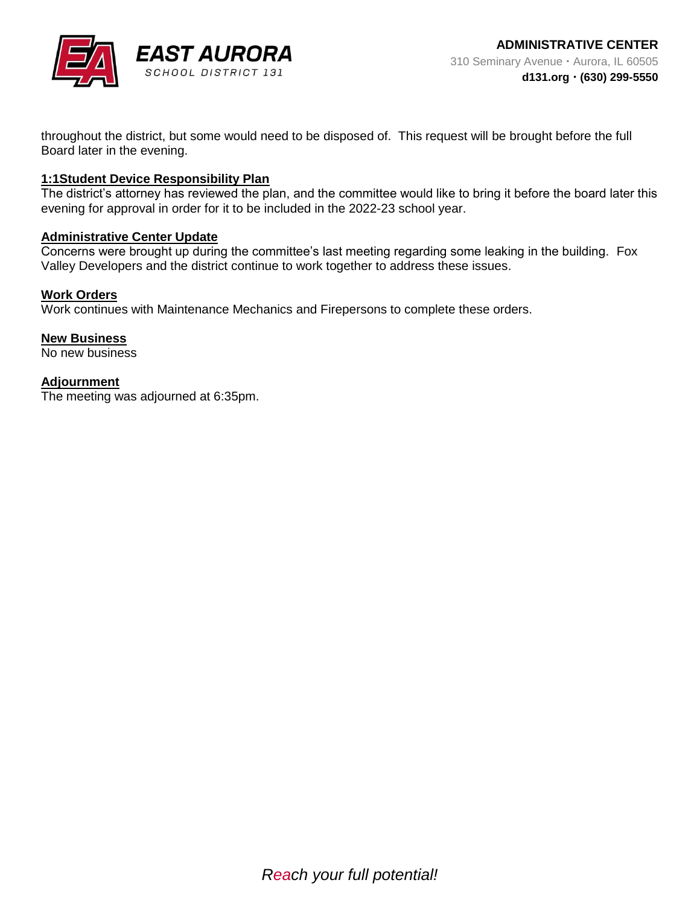throughout the district, but some would need to be disposed of. This request will be brought before the full Board later in the evening.

**1:1Student Device Responsibility Plan**
The district's attorney has reviewed the plan, and the committee would like to bring it before the board later this evening for approval in order for it to be included in the 2022-23 school year.

**Administrative Center Update**
Concerns were brought up during the committee's last meeting regarding some leaking in the building. Fox Valley Developers and the district continue to work together to address these issues.

**Work Orders**
Work continues with Maintenance Mechanics and Firepersons to complete these orders.

**New Business**
No new business

**Adjournment**
The meeting was adjourned at 6:35pm.